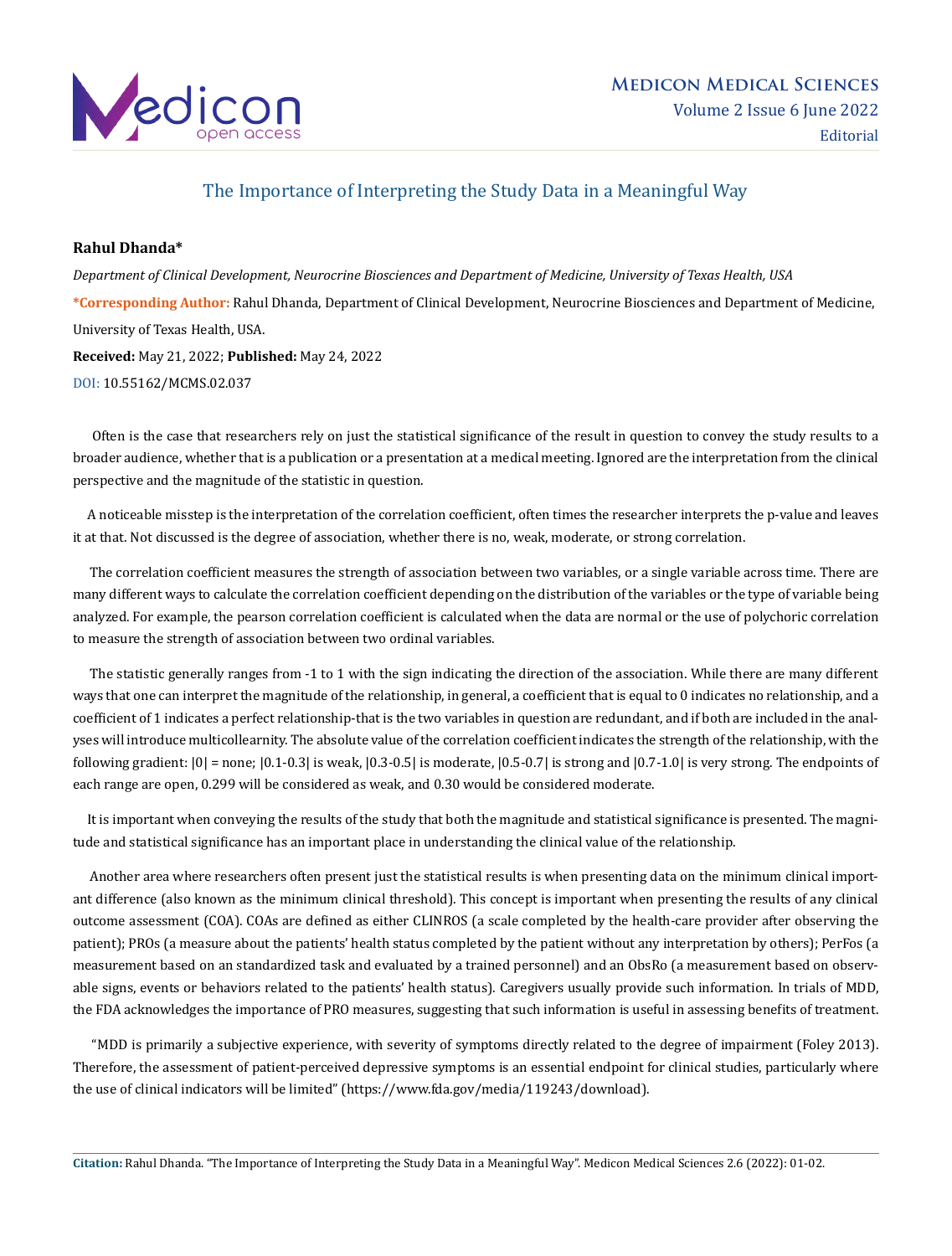# The Importance of Interpreting the Study Data in a Meaningful Way

**Rahul Dhanda***

*Department of Clinical Development, Neurocrine Biosciences and Department of Medicine, University of Texas Health, USA*

***Corresponding Author:** Rahul Dhanda, Department of Clinical Development, Neurocrine Biosciences and Department of Medicine, University of Texas Health, USA.

**Received:** May 21, 2022; **Published:** May 24, 2022

DOI: 10.55162/MCMS.02.037

Often is the case that researchers rely on just the statistical significance of the result in question to convey the study results to a broader audience, whether that is a publication or a presentation at a medical meeting. Ignored are the interpretation from the clinical perspective and the magnitude of the statistic in question.

A noticeable misstep is the interpretation of the correlation coefficient, often times the researcher interprets the p-value and leaves it at that. Not discussed is the degree of association, whether there is no, weak, moderate, or strong correlation.

The correlation coefficient measures the strength of association between two variables, or a single variable across time. There are many different ways to calculate the correlation coefficient depending on the distribution of the variables or the type of variable being analyzed. For example, the pearson correlation coefficient is calculated when the data are normal or the use of polychoric correlation to measure the strength of association between two ordinal variables.

The statistic generally ranges from -1 to 1 with the sign indicating the direction of the association. While there are many different ways that one can interpret the magnitude of the relationship, in general, a coefficient that is equal to 0 indicates no relationship, and a coefficient of 1 indicates a perfect relationship-that is the two variables in question are redundant, and if both are included in the analyses will introduce multicollearnity. The absolute value of the correlation coefficient indicates the strength of the relationship, with the following gradient: |0| = none; |0.1-0.3| is weak, |0.3-0.5| is moderate, |0.5-0.7| is strong and |0.7-1.0| is very strong. The endpoints of each range are open, 0.299 will be considered as weak, and 0.30 would be considered moderate.

It is important when conveying the results of the study that both the magnitude and statistical significance is presented. The magnitude and statistical significance has an important place in understanding the clinical value of the relationship.

Another area where researchers often present just the statistical results is when presenting data on the minimum clinical important difference (also known as the minimum clinical threshold). This concept is important when presenting the results of any clinical outcome assessment (COA). COAs are defined as either CLINROS (a scale completed by the health-care provider after observing the patient); PROs (a measure about the patients' health status completed by the patient without any interpretation by others); PerFos (a measurement based on an standardized task and evaluated by a trained personnel) and an ObsRo (a measurement based on observable signs, events or behaviors related to the patients' health status). Caregivers usually provide such information. In trials of MDD, the FDA acknowledges the importance of PRO measures, suggesting that such information is useful in assessing benefits of treatment.

"MDD is primarily a subjective experience, with severity of symptoms directly related to the degree of impairment (Foley 2013). Therefore, the assessment of patient-perceived depressive symptoms is an essential endpoint for clinical studies, particularly where the use of clinical indicators will be limited" (https://www.fda.gov/media/119243/download).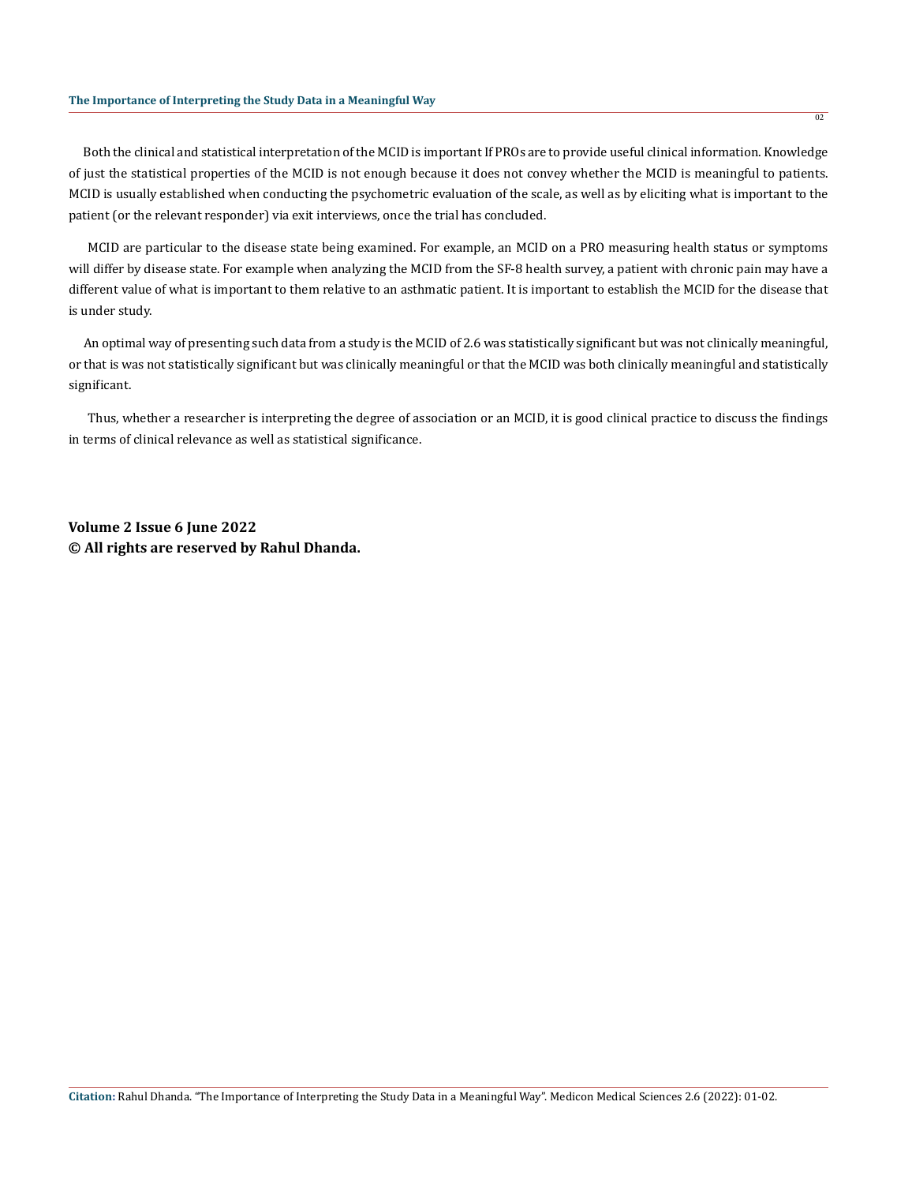Both the clinical and statistical interpretation of the MCID is important If PROs are to provide useful clinical information. Knowledge of just the statistical properties of the MCID is not enough because it does not convey whether the MCID is meaningful to patients. MCID is usually established when conducting the psychometric evaluation of the scale, as well as by eliciting what is important to the patient (or the relevant responder) via exit interviews, once the trial has concluded.

MCID are particular to the disease state being examined. For example, an MCID on a PRO measuring health status or symptoms will differ by disease state. For example when analyzing the MCID from the SF-8 health survey, a patient with chronic pain may have a different value of what is important to them relative to an asthmatic patient. It is important to establish the MCID for the disease that is under study.

An optimal way of presenting such data from a study is the MCID of 2.6 was statistically significant but was not clinically meaningful, or that is was not statistically significant but was clinically meaningful or that the MCID was both clinically meaningful and statistically significant.

Thus, whether a researcher is interpreting the degree of association or an MCID, it is good clinical practice to discuss the findings in terms of clinical relevance as well as statistical significance.

**Volume 2 Issue 6 June 2022**
**© All rights are reserved by Rahul Dhanda.**